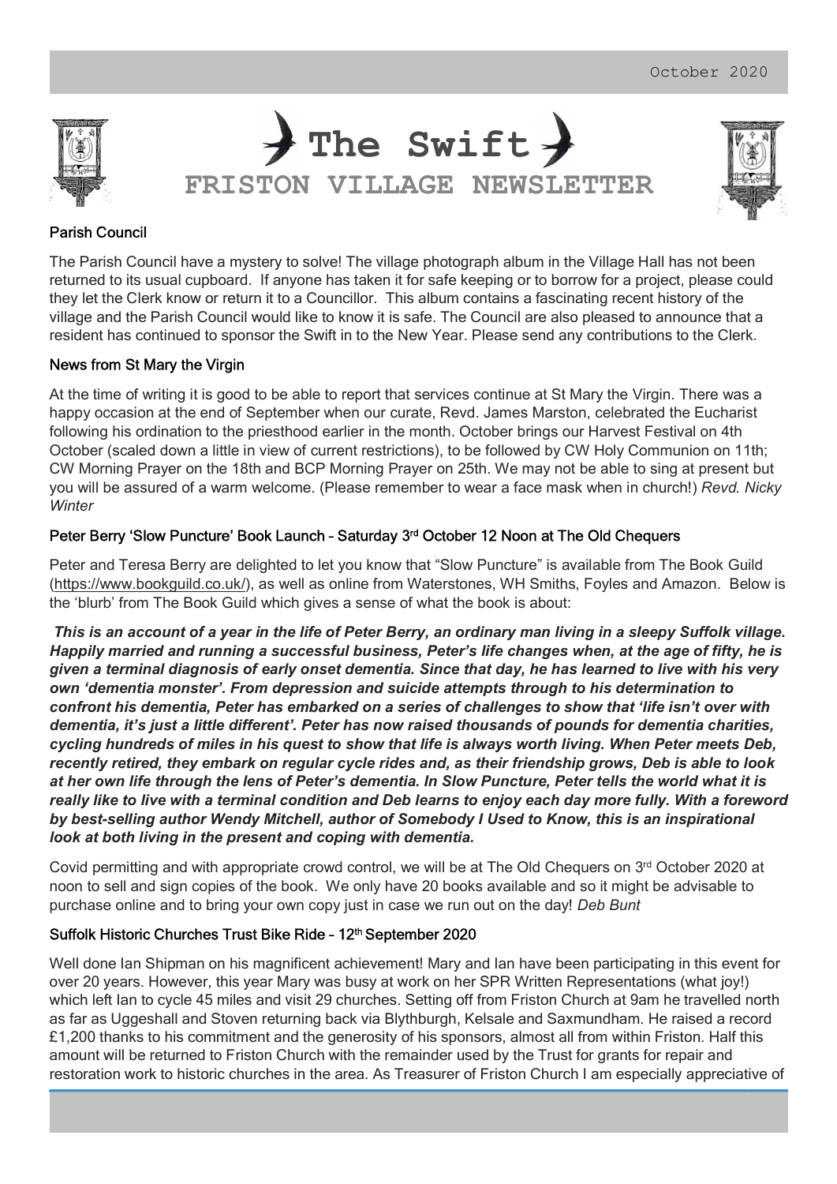October 2020

# The Swift

## FRISTON VILLAGE NEWSLETTER

### Parish Council

The Parish Council have a mystery to solve! The village photograph album in the Village Hall has not been returned to its usual cupboard. If anyone has taken it for safe keeping or to borrow for a project, please could they let the Clerk know or return it to a Councillor. This album contains a fascinating recent history of the village and the Parish Council would like to know it is safe. The Council are also pleased to announce that a resident has continued to sponsor the Swift in to the New Year. Please send any contributions to the Clerk.

### News from St Mary the Virgin

At the time of writing it is good to be able to report that services continue at St Mary the Virgin. There was a happy occasion at the end of September when our curate, Revd. James Marston, celebrated the Eucharist following his ordination to the priesthood earlier in the month. October brings our Harvest Festival on 4th October (scaled down a little in view of current restrictions), to be followed by CW Holy Communion on 11th; CW Morning Prayer on the 18th and BCP Morning Prayer on 25th. We may not be able to sing at present but you will be assured of a warm welcome. (Please remember to wear a face mask when in church!) *Revd. Nicky Winter*

### Peter Berry 'Slow Puncture' Book Launch – Saturday 3rd October 12 Noon at The Old Chequers

Peter and Teresa Berry are delighted to let you know that "Slow Puncture" is available from The Book Guild (https://www.bookguild.co.uk/), as well as online from Waterstones, WH Smiths, Foyles and Amazon. Below is the 'blurb' from The Book Guild which gives a sense of what the book is about:

***This is an account of a year in the life of Peter Berry, an ordinary man living in a sleepy Suffolk village. Happily married and running a successful business, Peter's life changes when, at the age of fifty, he is given a terminal diagnosis of early onset dementia. Since that day, he has learned to live with his very own 'dementia monster'. From depression and suicide attempts through to his determination to confront his dementia, Peter has embarked on a series of challenges to show that 'life isn't over with dementia, it's just a little different'. Peter has now raised thousands of pounds for dementia charities, cycling hundreds of miles in his quest to show that life is always worth living. When Peter meets Deb, recently retired, they embark on regular cycle rides and, as their friendship grows, Deb is able to look at her own life through the lens of Peter's dementia. In Slow Puncture, Peter tells the world what it is really like to live with a terminal condition and Deb learns to enjoy each day more fully. With a foreword by best-selling author Wendy Mitchell, author of Somebody I Used to Know, this is an inspirational look at both living in the present and coping with dementia.***

Covid permitting and with appropriate crowd control, we will be at The Old Chequers on 3rd October 2020 at noon to sell and sign copies of the book. We only have 20 books available and so it might be advisable to purchase online and to bring your own copy just in case we run out on the day! *Deb Bunt*

### Suffolk Historic Churches Trust Bike Ride – 12th September 2020

Well done Ian Shipman on his magnificent achievement! Mary and Ian have been participating in this event for over 20 years. However, this year Mary was busy at work on her SPR Written Representations (what joy!) which left Ian to cycle 45 miles and visit 29 churches. Setting off from Friston Church at 9am he travelled north as far as Uggeshall and Stoven returning back via Blythburgh, Kelsale and Saxmundham. He raised a record £1,200 thanks to his commitment and the generosity of his sponsors, almost all from within Friston. Half this amount will be returned to Friston Church with the remainder used by the Trust for grants for repair and restoration work to historic churches in the area. As Treasurer of Friston Church I am especially appreciative of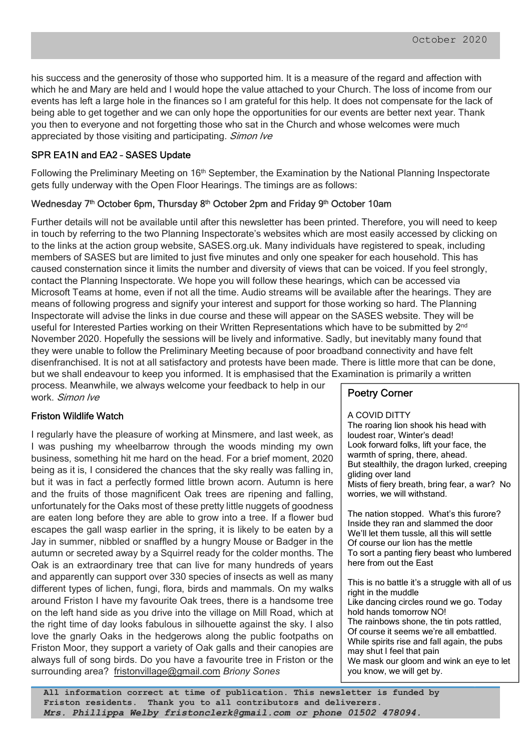his success and the generosity of those who supported him. It is a measure of the regard and affection with which he and Mary are held and I would hope the value attached to your Church. The loss of income from our events has left a large hole in the finances so I am grateful for this help. It does not compensate for the lack of being able to get together and we can only hope the opportunities for our events are better next year. Thank you then to everyone and not forgetting those who sat in the Church and whose welcomes were much appreciated by those visiting and participating. *Simon Ive*

### SPR EA1N and EA2 – SASES Update

Following the Preliminary Meeting on 16th September, the Examination by the National Planning Inspectorate gets fully underway with the Open Floor Hearings. The timings are as follows:

#### Wednesday 7th October 6pm, Thursday 8th October 2pm and Friday 9th October 10am

Further details will not be available until after this newsletter has been printed. Therefore, you will need to keep in touch by referring to the two Planning Inspectorate's websites which are most easily accessed by clicking on to the links at the action group website, SASES.org.uk. Many individuals have registered to speak, including members of SASES but are limited to just five minutes and only one speaker for each household. This has caused consternation since it limits the number and diversity of views that can be voiced. If you feel strongly, contact the Planning Inspectorate. We hope you will follow these hearings, which can be accessed via Microsoft Teams at home, even if not all the time. Audio streams will be available after the hearings. They are means of following progress and signify your interest and support for those working so hard. The Planning Inspectorate will advise the links in due course and these will appear on the SASES website. They will be useful for Interested Parties working on their Written Representations which have to be submitted by 2nd November 2020. Hopefully the sessions will be lively and informative. Sadly, but inevitably many found that they were unable to follow the Preliminary Meeting because of poor broadband connectivity and have felt disenfranchised. It is not at all satisfactory and protests have been made. There is little more that can be done, but we shall endeavour to keep you informed. It is emphasised that the Examination is primarily a written process. Meanwhile, we always welcome your feedback to help in our work. *Simon Ive*

### Friston Wildlife Watch

I regularly have the pleasure of working at Minsmere, and last week, as I was pushing my wheelbarrow through the woods minding my own business, something hit me hard on the head. For a brief moment, 2020 being as it is, I considered the chances that the sky really was falling in, but it was in fact a perfectly formed little brown acorn. Autumn is here and the fruits of those magnificent Oak trees are ripening and falling, unfortunately for the Oaks most of these pretty little nuggets of goodness are eaten long before they are able to grow into a tree. If a flower bud escapes the gall wasp earlier in the spring, it is likely to be eaten by a Jay in summer, nibbled or snaffled by a hungry Mouse or Badger in the autumn or secreted away by a Squirrel ready for the colder months. The Oak is an extraordinary tree that can live for many hundreds of years and apparently can support over 330 species of insects as well as many different types of lichen, fungi, flora, birds and mammals. On my walks around Friston I have my favourite Oak trees, there is a handsome tree on the left hand side as you drive into the village on Mill Road, which at the right time of day looks fabulous in silhouette against the sky. I also love the gnarly Oaks in the hedgerows along the public footpaths on Friston Moor, they support a variety of Oak galls and their canopies are always full of song birds. Do you have a favourite tree in Friston or the surrounding area? fristonvillage@gmail.com *Briony Sones*

### Poetry Corner

A COVID DITTY

The roaring lion shook his head with loudest roar, Winter's dead!
Look forward folks, lift your face, the warmth of spring, there, ahead.
But stealthily, the dragon lurked, creeping gliding over land
Mists of fiery breath, bring fear, a war? No worries, we will withstand.

The nation stopped. What's this furore?
Inside they ran and slammed the door
We'll let them tussle, all this will settle
Of course our lion has the mettle
To sort a panting fiery beast who lumbered here from out the East

This is no battle it's a struggle with all of us right in the muddle
Like dancing circles round we go. Today hold hands tomorrow NO!
The rainbows shone, the tin pots rattled,
Of course it seems we're all embattled.
While spirits rise and fall again, the pubs may shut I feel that pain
We mask our gloom and wink an eye to let you know, we will get by.

**All information correct at time of publication. This newsletter is funded by Friston residents. Thank you to all contributors and deliverers.**
***Mrs. Phillippa Welby fristonclerk@gmail.com or phone 01502 478094.***